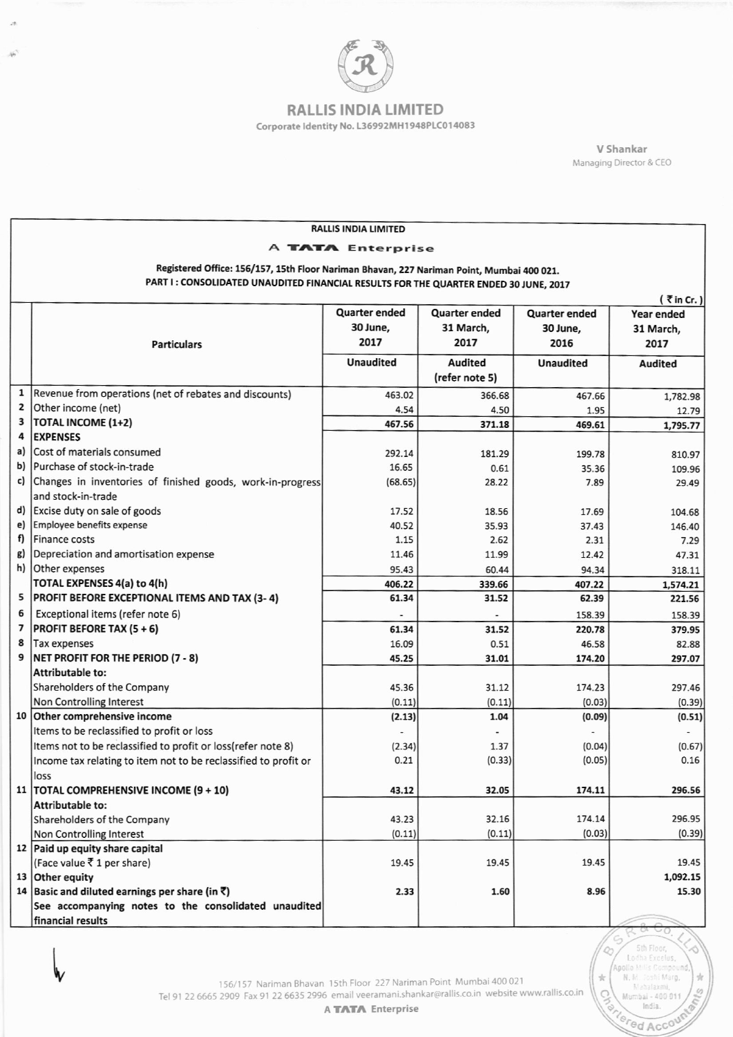# RALLIS INDIA LIMITED

Corporate Identity No. L36992MH1948PLC014083

V Shankar
Managing Director & CEO

**RALLIS INDIA LIMITED**

**A TATA Enterprise**

**Registered Office: 156/157, 15th Floor Nariman Bhavan, 227 Nariman Point, Mumbai 400 021.**

**PART I : CONSOLIDATED UNAUDITED FINANCIAL RESULTS FOR THE QUARTER ENDED 30 JUNE, 2017**

( ₹ in Cr. )

| | Particulars | Quarter ended 30 June, 2017 | Quarter ended 31 March, 2017 | Quarter ended 30 June, 2016 | Year ended 31 March, 2017 |
|---|---|---|---|---|---|
| | | Unaudited | Audited (refer note 5) | Unaudited | Audited |
| 1 | Revenue from operations (net of rebates and discounts) | 463.02 | 366.68 | 467.66 | 1,782.98 |
| 2 | Other income (net) | 4.54 | 4.50 | 1.95 | 12.79 |
| 3 | **TOTAL INCOME (1+2)** | **467.56** | **371.18** | **469.61** | **1,795.77** |
| 4 | **EXPENSES** | | | | |
| a) | Cost of materials consumed | 292.14 | 181.29 | 199.78 | 810.97 |
| b) | Purchase of stock-in-trade | 16.65 | 0.61 | 35.36 | 109.96 |
| c) | Changes in inventories of finished goods, work-in-progress and stock-in-trade | (68.65) | 28.22 | 7.89 | 29.49 |
| d) | Excise duty on sale of goods | 17.52 | 18.56 | 17.69 | 104.68 |
| e) | Employee benefits expense | 40.52 | 35.93 | 37.43 | 146.40 |
| f) | Finance costs | 1.15 | 2.62 | 2.31 | 7.29 |
| g) | Depreciation and amortisation expense | 11.46 | 11.99 | 12.42 | 47.31 |
| h) | Other expenses | 95.43 | 60.44 | 94.34 | 318.11 |
| | **TOTAL EXPENSES 4(a) to 4(h)** | **406.22** | **339.66** | **407.22** | **1,574.21** |
| 5 | **PROFIT BEFORE EXCEPTIONAL ITEMS AND TAX (3- 4)** | **61.34** | **31.52** | **62.39** | **221.56** |
| 6 | Exceptional items (refer note 6) | - | - | 158.39 | 158.39 |
| 7 | **PROFIT BEFORE TAX (5 + 6)** | **61.34** | **31.52** | **220.78** | **379.95** |
| 8 | Tax expenses | 16.09 | 0.51 | 46.58 | 82.88 |
| 9 | **NET PROFIT FOR THE PERIOD (7 - 8)** | **45.25** | **31.01** | **174.20** | **297.07** |
| | **Attributable to:** | | | | |
| | Shareholders of the Company | 45.36 | 31.12 | 174.23 | 297.46 |
| | Non Controlling Interest | (0.11) | (0.11) | (0.03) | (0.39) |
| 10 | **Other comprehensive income** | **(2.13)** | **1.04** | **(0.09)** | **(0.51)** |
| | Items to be reclassified to profit or loss | - | - | - | - |
| | Items not to be reclassified to profit or loss(refer note 8) | (2.34) | 1.37 | (0.04) | (0.67) |
| | Income tax relating to item not to be reclassified to profit or loss | 0.21 | (0.33) | (0.05) | 0.16 |
| 11 | **TOTAL COMPREHENSIVE INCOME (9 + 10)** | **43.12** | **32.05** | **174.11** | **296.56** |
| | **Attributable to:** | | | | |
| | Shareholders of the Company | 43.23 | 32.16 | 174.14 | 296.95 |
| | Non Controlling Interest | (0.11) | (0.11) | (0.03) | (0.39) |
| 12 | **Paid up equity share capital** (Face value ₹ 1 per share) | 19.45 | 19.45 | 19.45 | 19.45 |
| 13 | **Other equity** | | | | **1,092.15** |
| 14 | **Basic and diluted earnings per share (in ₹)** | **2.33** | **1.60** | **8.96** | **15.30** |
| | **See accompanying notes to the consolidated unaudited financial results** | | | | |

156/157 Nariman Bhavan 15th Floor 227 Nariman Point Mumbai 400 021
Tel 91 22 6665 2909 Fax 91 22 6635 2996 email veeramani.shankar@rallis.co.in website www.rallis.co.in
A TATA Enterprise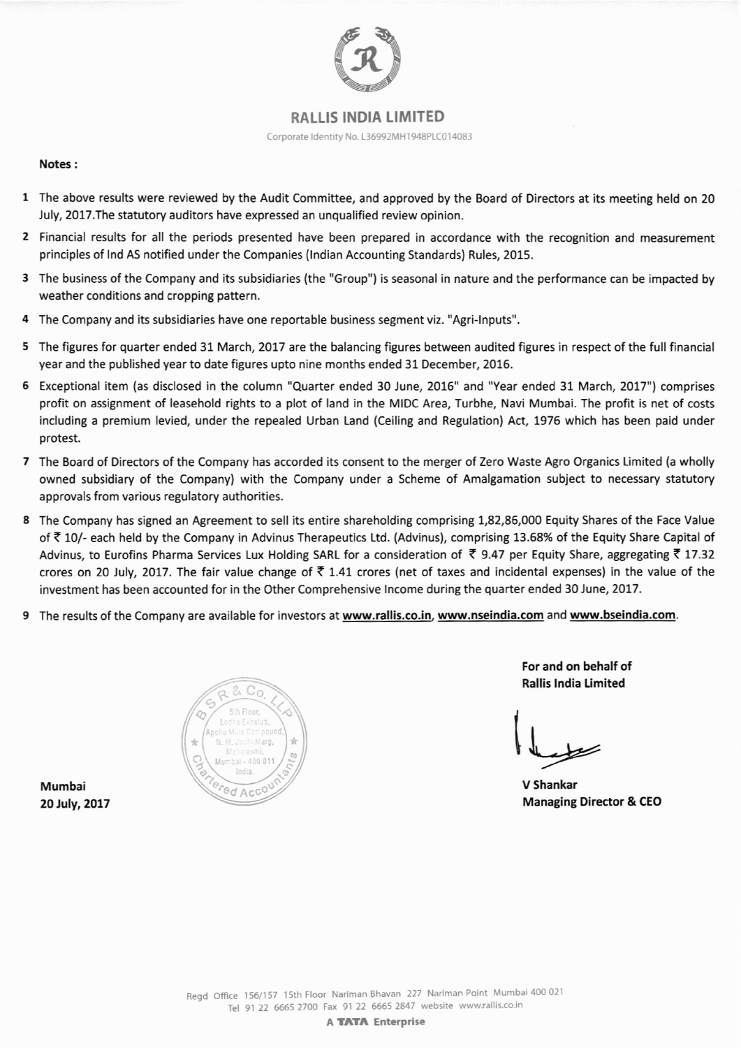# RALLIS INDIA LIMITED

Corporate Identity No. L36992MH1948PLC014083

**Notes :**

1. The above results were reviewed by the Audit Committee, and approved by the Board of Directors at its meeting held on 20 July, 2017.The statutory auditors have expressed an unqualified review opinion.
2. Financial results for all the periods presented have been prepared in accordance with the recognition and measurement principles of Ind AS notified under the Companies (Indian Accounting Standards) Rules, 2015.
3. The business of the Company and its subsidiaries (the "Group") is seasonal in nature and the performance can be impacted by weather conditions and cropping pattern.
4. The Company and its subsidiaries have one reportable business segment viz. "Agri-Inputs".
5. The figures for quarter ended 31 March, 2017 are the balancing figures between audited figures in respect of the full financial year and the published year to date figures upto nine months ended 31 December, 2016.
6. Exceptional item (as disclosed in the column "Quarter ended 30 June, 2016" and "Year ended 31 March, 2017") comprises profit on assignment of leasehold rights to a plot of land in the MIDC Area, Turbhe, Navi Mumbai. The profit is net of costs including a premium levied, under the repealed Urban Land (Ceiling and Regulation) Act, 1976 which has been paid under protest.
7. The Board of Directors of the Company has accorded its consent to the merger of Zero Waste Agro Organics Limited (a wholly owned subsidiary of the Company) with the Company under a Scheme of Amalgamation subject to necessary statutory approvals from various regulatory authorities.
8. The Company has signed an Agreement to sell its entire shareholding comprising 1,82,86,000 Equity Shares of the Face Value of ₹ 10/- each held by the Company in Advinus Therapeutics Ltd. (Advinus), comprising 13.68% of the Equity Share Capital of Advinus, to Eurofins Pharma Services Lux Holding SARL for a consideration of ₹ 9.47 per Equity Share, aggregating ₹ 17.32 crores on 20 July, 2017. The fair value change of ₹ 1.41 crores (net of taxes and incidental expenses) in the value of the investment has been accounted for in the Other Comprehensive Income during the quarter ended 30 June, 2017.
9. The results of the Company are available for investors at **www.rallis.co.in**, **www.nseindia.com** and **www.bseindia.com**.

**For and on behalf of**
**Rallis India Limited**

**V Shankar**
**Managing Director & CEO**

**Mumbai**
**20 July, 2017**

Regd Office 156/157 15th Floor Nariman Bhavan 227 Nariman Point Mumbai 400 021
Tel 91 22 6665 2700 Fax 91 22 6665 2847 website www.rallis.co.in

**A TATA Enterprise**